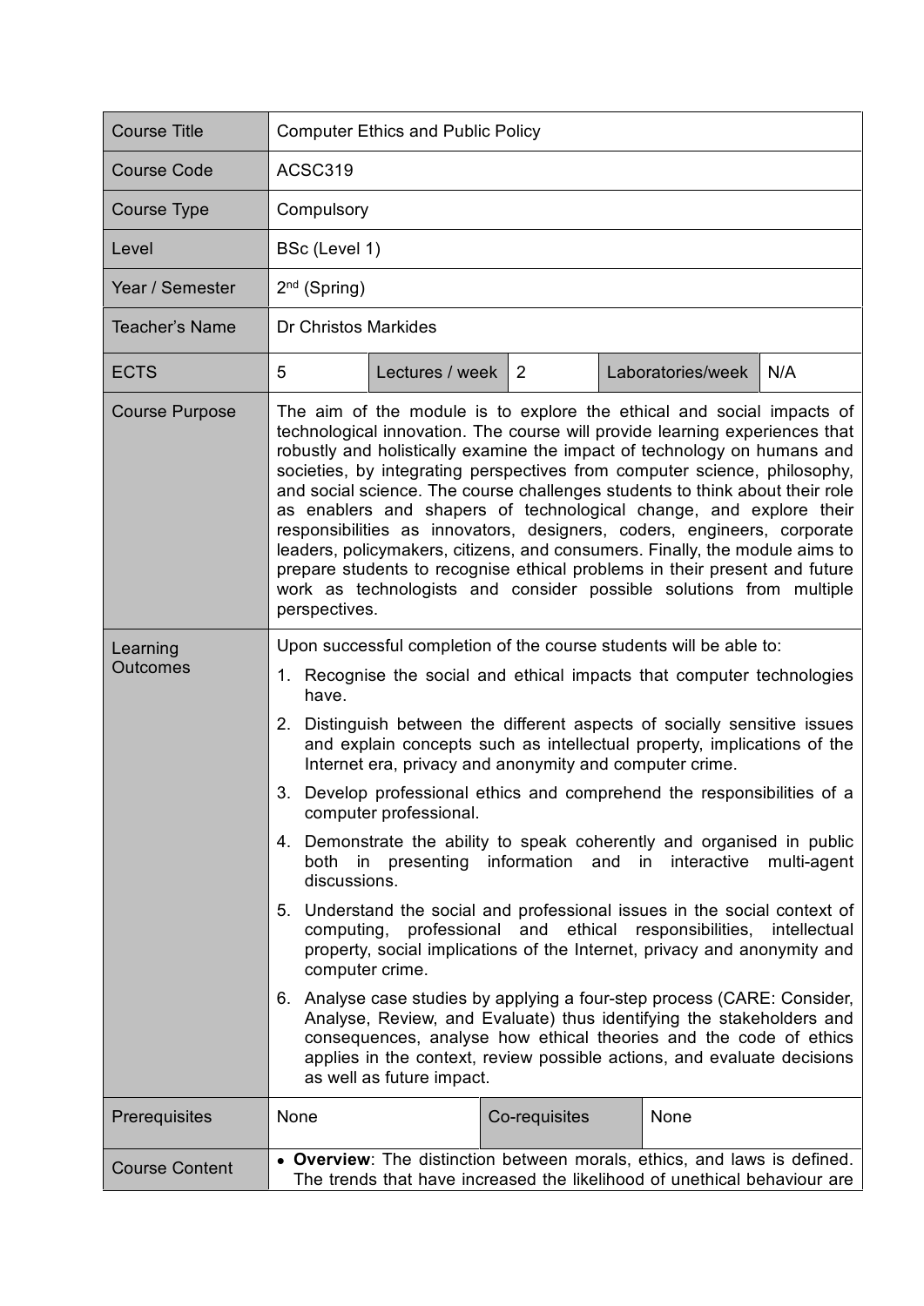| Course Title | Computer Ethics and Public Policy | | | | |
|---|---|---|---|---|---|
| Course Code | ACSC319 | | | | |
| Course Type | Compulsory | | | | |
| Level | BSc (Level 1) | | | | |
| Year / Semester | 2nd (Spring) | | | | |
| Teacher's Name | Dr Christos Markides | | | | |
| ECTS | 5 | Lectures / week | 2 | Laboratories/week | N/A |
| Course Purpose | The aim of the module is to explore the ethical and social impacts of technological innovation. The course will provide learning experiences that robustly and holistically examine the impact of technology on humans and societies, by integrating perspectives from computer science, philosophy, and social science. The course challenges students to think about their role as enablers and shapers of technological change, and explore their responsibilities as innovators, designers, coders, engineers, corporate leaders, policymakers, citizens, and consumers. Finally, the module aims to prepare students to recognise ethical problems in their present and future work as technologists and consider possible solutions from multiple perspectives. | | | | |
| Learning Outcomes | Upon successful completion of the course students will be able to:<br>1. Recognise the social and ethical impacts that computer technologies have.<br>2. Distinguish between the different aspects of socially sensitive issues and explain concepts such as intellectual property, implications of the Internet era, privacy and anonymity and computer crime.<br>3. Develop professional ethics and comprehend the responsibilities of a computer professional.<br>4. Demonstrate the ability to speak coherently and organised in public both in presenting information and in interactive multi-agent discussions.<br>5. Understand the social and professional issues in the social context of computing, professional and ethical responsibilities, intellectual property, social implications of the Internet, privacy and anonymity and computer crime.<br>6. Analyse case studies by applying a four-step process (CARE: Consider, Analyse, Review, and Evaluate) thus identifying the stakeholders and consequences, analyse how ethical theories and the code of ethics applies in the context, review possible actions, and evaluate decisions as well as future impact. | | | | |
| Prerequisites | None | | Co-requisites | None | |
| Course Content | • **Overview**: The distinction between morals, ethics, and laws is defined. The trends that have increased the likelihood of unethical behaviour are | | | | |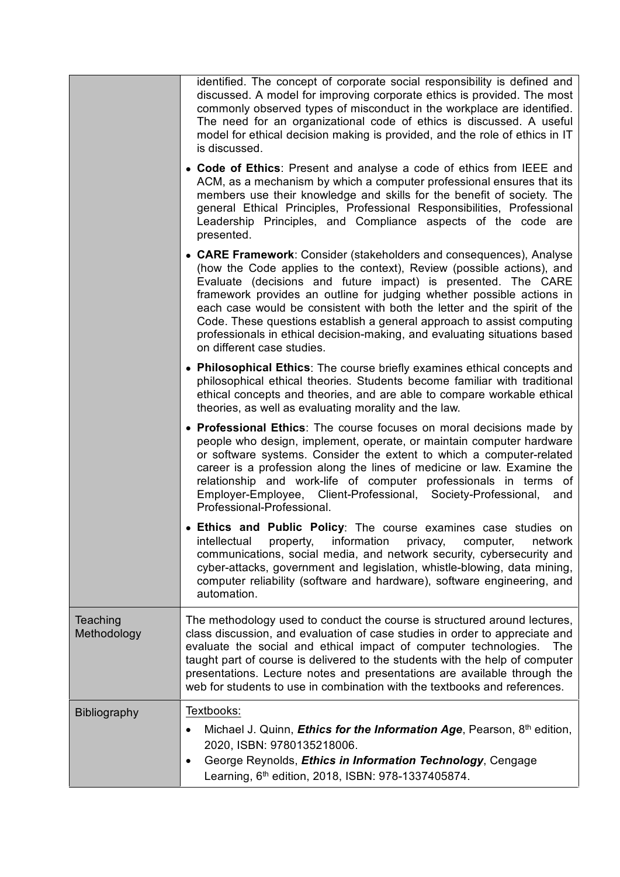| | |
|---|---|
| | identified. The concept of corporate social responsibility is defined and discussed. A model for improving corporate ethics is provided. The most commonly observed types of misconduct in the workplace are identified. The need for an organizational code of ethics is discussed. A useful model for ethical decision making is provided, and the role of ethics in IT is discussed.<br><br>• **Code of Ethics**: Present and analyse a code of ethics from IEEE and ACM, as a mechanism by which a computer professional ensures that its members use their knowledge and skills for the benefit of society. The general Ethical Principles, Professional Responsibilities, Professional Leadership Principles, and Compliance aspects of the code are presented.<br><br>• **CARE Framework**: Consider (stakeholders and consequences), Analyse (how the Code applies to the context), Review (possible actions), and Evaluate (decisions and future impact) is presented. The CARE framework provides an outline for judging whether possible actions in each case would be consistent with both the letter and the spirit of the Code. These questions establish a general approach to assist computing professionals in ethical decision-making, and evaluating situations based on different case studies.<br><br>• **Philosophical Ethics**: The course briefly examines ethical concepts and philosophical ethical theories. Students become familiar with traditional ethical concepts and theories, and are able to compare workable ethical theories, as well as evaluating morality and the law.<br><br>• **Professional Ethics**: The course focuses on moral decisions made by people who design, implement, operate, or maintain computer hardware or software systems. Consider the extent to which a computer-related career is a profession along the lines of medicine or law. Examine the relationship and work-life of computer professionals in terms of Employer-Employee, Client-Professional, Society-Professional, and Professional-Professional.<br><br>• **Ethics and Public Policy**: The course examines case studies on intellectual property, information privacy, computer, network communications, social media, and network security, cybersecurity and cyber-attacks, government and legislation, whistle-blowing, data mining, computer reliability (software and hardware), software engineering, and automation. |
| Teaching Methodology | The methodology used to conduct the course is structured around lectures, class discussion, and evaluation of case studies in order to appreciate and evaluate the social and ethical impact of computer technologies. The taught part of course is delivered to the students with the help of computer presentations. Lecture notes and presentations are available through the web for students to use in combination with the textbooks and references. |
| Bibliography | Textbooks:<br>• Michael J. Quinn, ***Ethics for the Information Age***, Pearson, 8th edition, 2020, ISBN: 9780135218006.<br>• George Reynolds, ***Ethics in Information Technology***, Cengage Learning, 6th edition, 2018, ISBN: 978-1337405874. |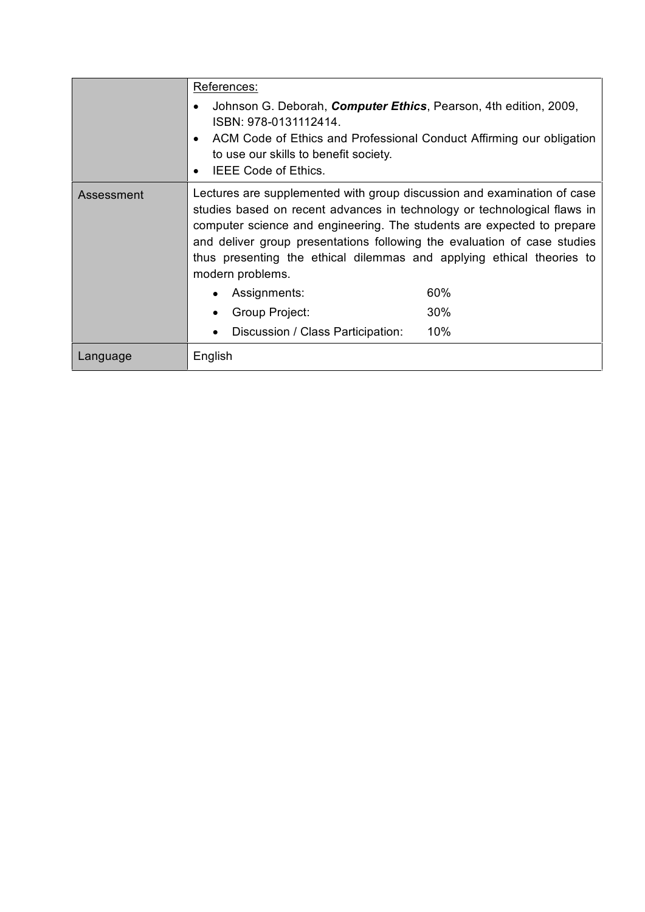| | |
|---|---|
| | References:<br>• Johnson G. Deborah, ***Computer Ethics***, Pearson, 4th edition, 2009, ISBN: 978-0131112414.<br>• ACM Code of Ethics and Professional Conduct Affirming our obligation to use our skills to benefit society.<br>• IEEE Code of Ethics. |
| Assessment | Lectures are supplemented with group discussion and examination of case studies based on recent advances in technology or technological flaws in computer science and engineering. The students are expected to prepare and deliver group presentations following the evaluation of case studies thus presenting the ethical dilemmas and applying ethical theories to modern problems.<br>• Assignments: 60%<br>• Group Project: 30%<br>• Discussion / Class Participation: 10% |
| Language | English |